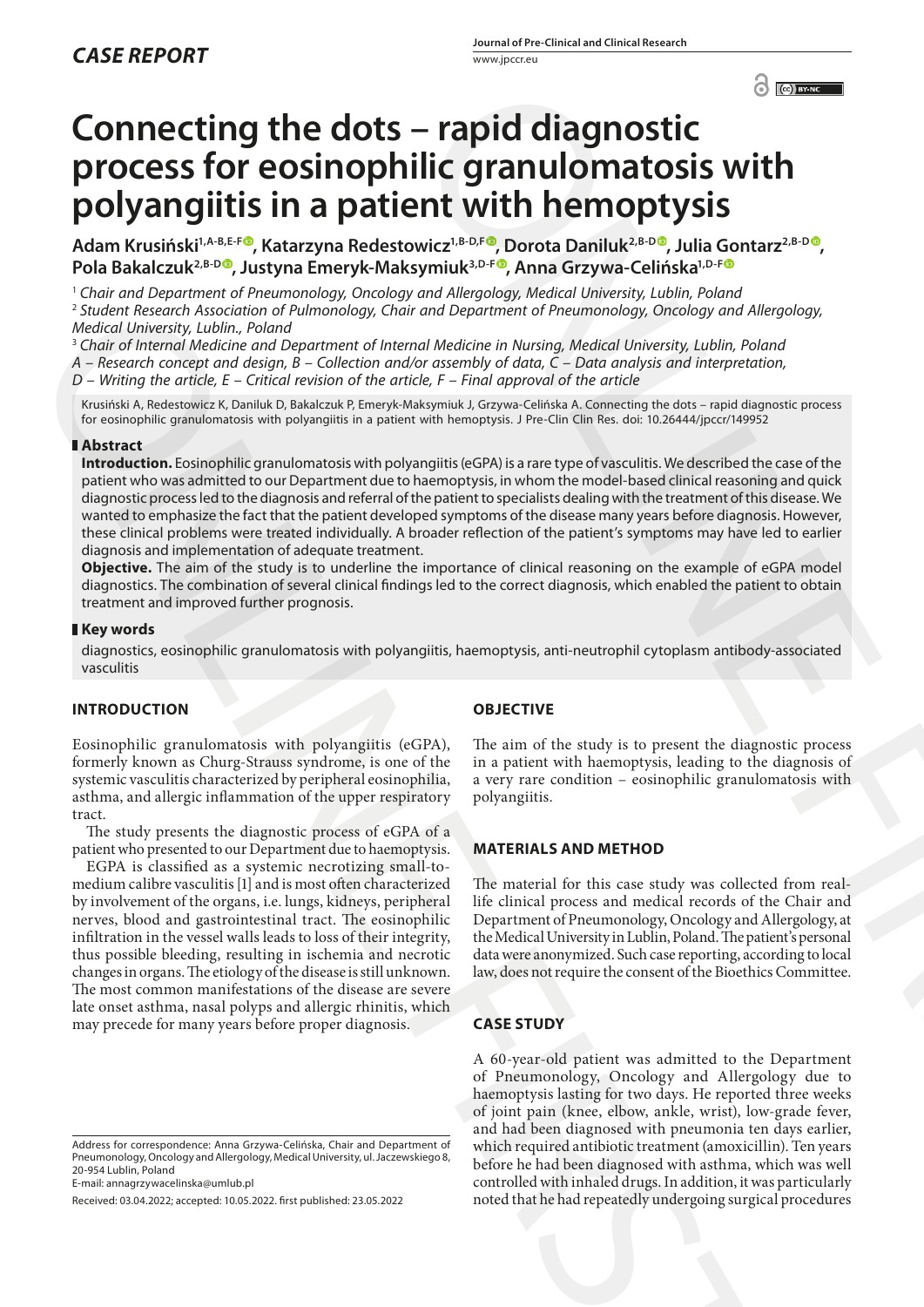*CASE REPORT*

# Connecting the dots – rapid diagnostic process for eosinophilic granulomatosis with polyangiitis in a patient with hemoptysis

**Adam Krusiński[1,A-B,E-F], Katarzyna Redestowicz[1,B-D,F], Dorota Daniluk[2,B-D], Julia Gontarz[2,B-D], Pola Bakalczuk[2,B-D], Justyna Emeryk-Maksymiuk[3,D-F], Anna Grzywa-Celińska[1,D-F]**

[1] *Chair and Department of Pneumonology, Oncology and Allergology, Medical University, Lublin, Poland*
[2] *Student Research Association of Pulmonology, Chair and Department of Pneumonology, Oncology and Allergology, Medical University, Lublin., Poland*
[3] *Chair of Internal Medicine and Department of Internal Medicine in Nursing, Medical University, Lublin, Poland*
*A – Research concept and design, B – Collection and/or assembly of data, C – Data analysis and interpretation, D – Writing the article, E – Critical revision of the article, F – Final approval of the article*

Krusiński A, Redestowicz K, Daniluk D, Bakalczuk P, Emeryk-Maksymiuk J, Grzywa-Celińska A. Connecting the dots – rapid diagnostic process for eosinophilic granulomatosis with polyangiitis in a patient with hemoptysis. J Pre-Clin Clin Res. doi: 10.26444/jpccr/149952

## Abstract

**Introduction.** Eosinophilic granulomatosis with polyangiitis (eGPA) is a rare type of vasculitis. We described the case of the patient who was admitted to our Department due to haemoptysis, in whom the model-based clinical reasoning and quick diagnostic process led to the diagnosis and referral of the patient to specialists dealing with the treatment of this disease. We wanted to emphasize the fact that the patient developed symptoms of the disease many years before diagnosis. However, these clinical problems were treated individually. A broader reflection of the patient's symptoms may have led to earlier diagnosis and implementation of adequate treatment.

**Objective.** The aim of the study is to underline the importance of clinical reasoning on the example of eGPA model diagnostics. The combination of several clinical findings led to the correct diagnosis, which enabled the patient to obtain treatment and improved further prognosis.

## Key words

diagnostics, eosinophilic granulomatosis with polyangiitis, haemoptysis, anti-neutrophil cytoplasm antibody-associated vasculitis

## INTRODUCTION

Eosinophilic granulomatosis with polyangiitis (eGPA), formerly known as Churg-Strauss syndrome, is one of the systemic vasculitis characterized by peripheral eosinophilia, asthma, and allergic inflammation of the upper respiratory tract.

The study presents the diagnostic process of eGPA of a patient who presented to our Department due to haemoptysis.

EGPA is classified as a systemic necrotizing small-to-medium calibre vasculitis [1] and is most often characterized by involvement of the organs, i.e. lungs, kidneys, peripheral nerves, blood and gastrointestinal tract. The eosinophilic infiltration in the vessel walls leads to loss of their integrity, thus possible bleeding, resulting in ischemia and necrotic changes in organs. The etiology of the disease is still unknown. The most common manifestations of the disease are severe late onset asthma, nasal polyps and allergic rhinitis, which may precede for many years before proper diagnosis.

## OBJECTIVE

The aim of the study is to present the diagnostic process in a patient with haemoptysis, leading to the diagnosis of a very rare condition – eosinophilic granulomatosis with polyangiitis.

## MATERIALS AND METHOD

The material for this case study was collected from real-life clinical process and medical records of the Chair and Department of Pneumonology, Oncology and Allergology, at the Medical University in Lublin, Poland. The patient's personal data were anonymized. Such case reporting, according to local law, does not require the consent of the Bioethics Committee.

## CASE STUDY

A 60-year-old patient was admitted to the Department of Pneumonology, Oncology and Allergology due to haemoptysis lasting for two days. He reported three weeks of joint pain (knee, elbow, ankle, wrist), low-grade fever, and had been diagnosed with pneumonia ten days earlier, which required antibiotic treatment (amoxicillin). Ten years before he had been diagnosed with asthma, which was well controlled with inhaled drugs. In addition, it was particularly noted that he had repeatedly undergoing surgical procedures

Address for correspondence: Anna Grzywa-Celińska, Chair and Department of Pneumonology, Oncology and Allergology, Medical University, ul. Jaczewskiego 8, 20-954 Lublin, Poland
E-mail: annagrzywacelinska@umlub.pl

Received: 03.04.2022; accepted: 10.05.2022. first published: 23.05.2022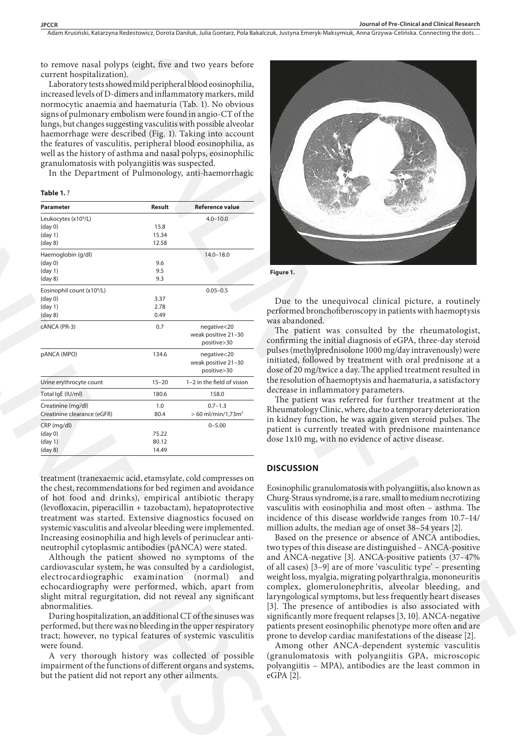to remove nasal polyps (eight, five and two years before current hospitalization).

Laboratory tests showed mild peripheral blood eosinophilia, increased levels of D-dimers and inflammatory markers, mild normocytic anaemia and haematuria (Tab. 1). No obvious signs of pulmonary embolism were found in angio-CT of the lungs, but changes suggesting vasculitis with possible alveolar haemorrhage were described (Fig. 1). Taking into account the features of vasculitis, peripheral blood eosinophilia, as well as the history of asthma and nasal polyps, eosinophilic granulomatosis with polyangiitis was suspected.

In the Department of Pulmonology, anti-haemorrhagic treatment (tranexaemic acid, etamsylate, cold compresses on the chest, recommendations for bed regimen and avoidance of hot food and drinks), empirical antibiotic therapy (levofloxacin, piperacillin + tazobactam), hepatoprotective treatment was started. Extensive diagnostics focused on systemic vasculitis and alveolar bleeding were implemented. Increasing eosinophilia and high levels of perinuclear anti-neutrophil cytoplasmic antibodies (pANCA) were stated.

**Table 1.** ?

| Parameter | Result | Reference value |
|---|---|---|
| Leukocytes (x10⁹/L) | | 4.0–10.0 |
| (day 0) | 15.8 | |
| (day 1) | 15.34 | |
| (day 8) | 12.58 | |
| Haemoglobin (g/dl) | | 14.0–18.0 |
| (day 0) | 9.6 | |
| (day 1) | 9.5 | |
| (day 8) | 9.3 | |
| Eosinophil count (x10⁹/L) | | 0.05–0.5 |
| (day 0) | 3.37 | |
| (day 1) | 2.78 | |
| (day 8) | 0.49 | |
| cANCA (PR-3) | 0.7 | negative<20 weak positive 21–30 positive>30 |
| pANCA (MPO) | 134.6 | negative<20 weak positive 21–30 positive>30 |
| Urine erythrocyte count | 15–20 | 1–2 in the field of vision |
| Total IgE (IU/ml) | 180.6 | 158.0 |
| Creatinine (mg/dl) | 1.0 | 0.7–1.3 |
| Creatinine clearance (eGFR) | 80.4 | > 60 ml/min/1,73m² |
| CRP (mg/dl) | | 0–5.00 |
| (day 0) | 75.22 | |
| (day 1) | 80.12 | |
| (day 8) | 14.49 | |

Although the patient showed no symptoms of the cardiovascular system, he was consulted by a cardiologist, electrocardiographic examination (normal) and echocardiography were performed, which, apart from slight mitral regurgitation, did not reveal any significant abnormalities.

During hospitalization, an additional CT of the sinuses was performed, but there was no bleeding in the upper respiratory tract; however, no typical features of systemic vasculitis were found.

A very thorough history was collected of possible impairment of the functions of different organs and systems, but the patient did not report any other ailments.

**Figure 1.**

Due to the unequivocal clinical picture, a routinely performed bronchofiberoscopy in patients with haemoptysis was abandoned.

The patient was consulted by the rheumatologist, confirming the initial diagnosis of eGPA, three-day steroid pulses (methylprednisolone 1000 mg/day intravenously) were initiated, followed by treatment with oral prednisone at a dose of 20 mg/twice a day. The applied treatment resulted in the resolution of haemoptysis and haematuria, a satisfactory decrease in inflammatory parameters.

The patient was referred for further treatment at the Rheumatology Clinic, where, due to a temporary deterioration in kidney function, he was again given steroid pulses. The patient is currently treated with prednisone maintenance dose 1x10 mg, with no evidence of active disease.

## DISCUSSION

Eosinophilic granulomatosis with polyangiitis, also known as Churg-Straus syndrome, is a rare, small to medium necrotizing vasculitis with eosinophilia and most often – asthma. The incidence of this disease worldwide ranges from 10.7–14/million adults, the median age of onset 38–54 years [2].

Based on the presence or absence of ANCA antibodies, two types of this disease are distinguished – ANCA-positive and ANCA-negative [3]. ANCA-positive patients (37–47% of all cases) [3–9] are of more 'vasculitic type' – presenting weight loss, myalgia, migrating polyarthralgia, mononeuritis complex, glomerulonephritis, alveolar bleeding, and laryngological symptoms, but less frequently heart diseases [3]. The presence of antibodies is also associated with significantly more frequent relapses [3, 10]. ANCA-negative patients present eosinophilic phenotype more often and are prone to develop cardiac manifestations of the disease [2].

Among other ANCA-dependent systemic vasculitis (granulomatosis with polyangiitis GPA, microscopic polyangiitis – MPA), antibodies are the least common in eGPA [2].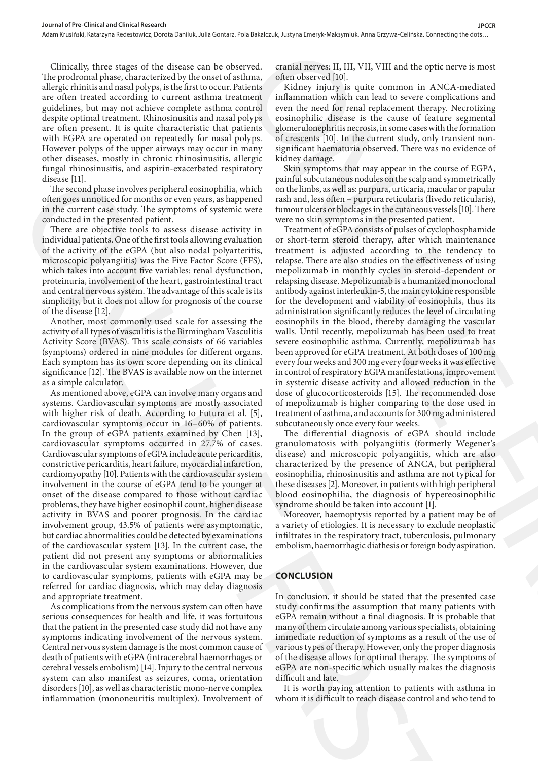Clinically, three stages of the disease can be observed. The prodromal phase, characterized by the onset of asthma, allergic rhinitis and nasal polyps, is the first to occur. Patients are often treated according to current asthma treatment guidelines, but may not achieve complete asthma control despite optimal treatment. Rhinosinusitis and nasal polyps are often present. It is quite characteristic that patients with EGPA are operated on repeatedly for nasal polyps. However polyps of the upper airways may occur in many other diseases, mostly in chronic rhinosinusitis, allergic fungal rhinosinusitis, and aspirin-exacerbated respiratory disease [11].

The second phase involves peripheral eosinophilia, which often goes unnoticed for months or even years, as happened in the current case study. The symptoms of systemic were conducted in the presented patient.

There are objective tools to assess disease activity in individual patients. One of the first tools allowing evaluation of the activity of the eGPA (but also nodal polyarteritis, microscopic polyangiitis) was the Five Factor Score (FFS), which takes into account five variables: renal dysfunction, proteinuria, involvement of the heart, gastrointestinal tract and central nervous system. The advantage of this scale is its simplicity, but it does not allow for prognosis of the course of the disease [12].

Another, most commonly used scale for assessing the activity of all types of vasculitis is the Birmingham Vasculitis Activity Score (BVAS). This scale consists of 66 variables (symptoms) ordered in nine modules for different organs. Each symptom has its own score depending on its clinical significance [12]. The BVAS is available now on the internet as a simple calculator.

As mentioned above, eGPA can involve many organs and systems. Cardiovascular symptoms are mostly associated with higher risk of death. According to Futura et al. [5], cardiovascular symptoms occur in 16–60% of patients. In the group of eGPA patients examined by Chen [13], cardiovascular symptoms occurred in 27.7% of cases. Cardiovascular symptoms of eGPA include acute pericarditis, constrictive pericarditis, heart failure, myocardial infarction, cardiomyopathy [10]. Patients with the cardiovascular system involvement in the course of eGPA tend to be younger at onset of the disease compared to those without cardiac problems, they have higher eosinophil count, higher disease activity in BVAS and poorer prognosis. In the cardiac involvement group, 43.5% of patients were asymptomatic, but cardiac abnormalities could be detected by examinations of the cardiovascular system [13]. In the current case, the patient did not present any symptoms or abnormalities in the cardiovascular system examinations. However, due to cardiovascular symptoms, patients with eGPA may be referred for cardiac diagnosis, which may delay diagnosis and appropriate treatment.

As complications from the nervous system can often have serious consequences for health and life, it was fortuitous that the patient in the presented case study did not have any symptoms indicating involvement of the nervous system. Central nervous system damage is the most common cause of death of patients with eGPA (intracerebral haemorrhages or cerebral vessels embolism) [14]. Injury to the central nervous system can also manifest as seizures, coma, orientation disorders [10], as well as characteristic mono-nerve complex inflammation (mononeuritis multiplex). Involvement of cranial nerves: II, III, VII, VIII and the optic nerve is most often observed [10].

Kidney injury is quite common in ANCA-mediated inflammation which can lead to severe complications and even the need for renal replacement therapy. Necrotizing eosinophilic disease is the cause of feature segmental glomerulonephritis necrosis, in some cases with the formation of crescents [10]. In the current study, only transient non-significant haematuria observed. There was no evidence of kidney damage.

Skin symptoms that may appear in the course of EGPA, painful subcutaneous nodules on the scalp and symmetrically on the limbs, as well as: purpura, urticaria, macular or papular rash and, less often – purpura reticularis (livedo reticularis), tumour ulcers or blockages in the cutaneous vessels [10]. There were no skin symptoms in the presented patient.

Treatment of eGPA consists of pulses of cyclophosphamide or short-term steroid therapy, after which maintenance treatment is adjusted according to the tendency to relapse. There are also studies on the effectiveness of using mepolizumab in monthly cycles in steroid-dependent or relapsing disease. Mepolizumab is a humanized monoclonal antibody against interleukin-5, the main cytokine responsible for the development and viability of eosinophils, thus its administration significantly reduces the level of circulating eosinophils in the blood, thereby damaging the vascular walls. Until recently, mepolizumab has been used to treat severe eosinophilic asthma. Currently, mepolizumab has been approved for eGPA treatment. At both doses of 100 mg every four weeks and 300 mg every four weeks it was effective in control of respiratory EGPA manifestations, improvement in systemic disease activity and allowed reduction in the dose of glucocorticosteroids [15]. The recommended dose of mepolizumab is higher comparing to the dose used in treatment of asthma, and accounts for 300 mg administered subcutaneously once every four weeks.

The differential diagnosis of eGPA should include granulomatosis with polyangiitis (formerly Wegener's disease) and microscopic polyangiitis, which are also characterized by the presence of ANCA, but peripheral eosinophilia, rhinosinusitis and asthma are not typical for these diseases [2]. Moreover, in patients with high peripheral blood eosinophilia, the diagnosis of hypereosinophilic syndrome should be taken into account [1].

Moreover, haemoptysis reported by a patient may be of a variety of etiologies. It is necessary to exclude neoplastic infiltrates in the respiratory tract, tuberculosis, pulmonary embolism, haemorrhagic diathesis or foreign body aspiration.

## CONCLUSION

In conclusion, it should be stated that the presented case study confirms the assumption that many patients with eGPA remain without a final diagnosis. It is probable that many of them circulate among various specialists, obtaining immediate reduction of symptoms as a result of the use of various types of therapy. However, only the proper diagnosis of the disease allows for optimal therapy. The symptoms of eGPA are non-specific which usually makes the diagnosis difficult and late.

It is worth paying attention to patients with asthma in whom it is difficult to reach disease control and who tend to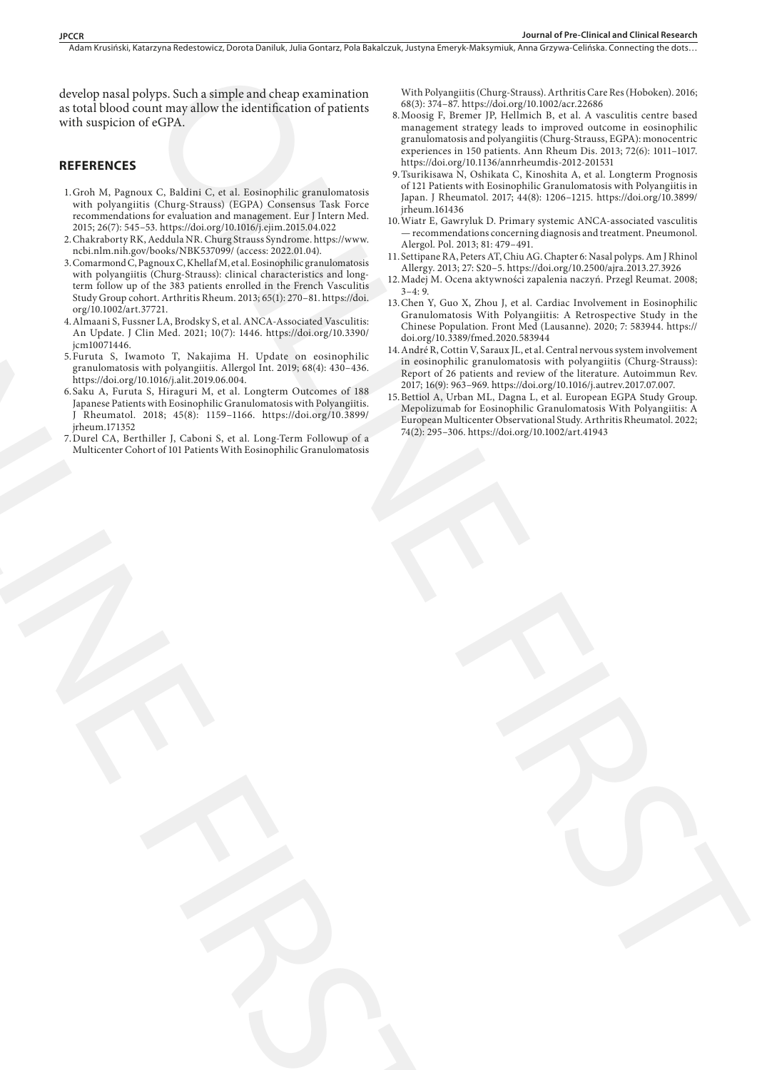develop nasal polyps. Such a simple and cheap examination as total blood count may allow the identification of patients with suspicion of eGPA.

## REFERENCES

1. Groh M, Pagnoux C, Baldini C, et al. Eosinophilic granulomatosis with polyangiitis (Churg-Strauss) (EGPA) Consensus Task Force recommendations for evaluation and management. Eur J Intern Med. 2015; 26(7): 545–53. https://doi.org/10.1016/j.ejim.2015.04.022
2. Chakraborty RK, Aeddula NR. Churg Strauss Syndrome. https://www.ncbi.nlm.nih.gov/books/NBK537099/ (access: 2022.01.04).
3. Comarmond C, Pagnoux C, Khellaf M, et al. Eosinophilic granulomatosis with polyangiitis (Churg-Strauss): clinical characteristics and long-term follow up of the 383 patients enrolled in the French Vasculitis Study Group cohort. Arthritis Rheum. 2013; 65(1): 270–81. https://doi.org/10.1002/art.37721.
4. Almaani S, Fussner LA, Brodsky S, et al. ANCA-Associated Vasculitis: An Update. J Clin Med. 2021; 10(7): 1446. https://doi.org/10.3390/jcm10071446.
5. Furuta S, Iwamoto T, Nakajima H. Update on eosinophilic granulomatosis with polyangiitis. Allergol Int. 2019; 68(4): 430–436. https://doi.org/10.1016/j.alit.2019.06.004.
6. Saku A, Furuta S, Hiraguri M, et al. Longterm Outcomes of 188 Japanese Patients with Eosinophilic Granulomatosis with Polyangiitis. J Rheumatol. 2018; 45(8): 1159–1166. https://doi.org/10.3899/jrheum.171352
7. Durel CA, Berthiller J, Caboni S, et al. Long-Term Followup of a Multicenter Cohort of 101 Patients With Eosinophilic Granulomatosis With Polyangiitis (Churg-Strauss). Arthritis Care Res (Hoboken). 2016; 68(3): 374–87. https://doi.org/10.1002/acr.22686
8. Moosig F, Bremer JP, Hellmich B, et al. A vasculitis centre based management strategy leads to improved outcome in eosinophilic granulomatosis and polyangiitis (Churg-Strauss, EGPA): monocentric experiences in 150 patients. Ann Rheum Dis. 2013; 72(6): 1011–1017. https://doi.org/10.1136/annrheumdis-2012-201531
9. Tsurikisawa N, Oshikata C, Kinoshita A, et al. Longterm Prognosis of 121 Patients with Eosinophilic Granulomatosis with Polyangiitis in Japan. J Rheumatol. 2017; 44(8): 1206–1215. https://doi.org/10.3899/jrheum.161436
10. Wiatr E, Gawryluk D. Primary systemic ANCA-associated vasculitis — recommendations concerning diagnosis and treatment. Pneumonol. Alergol. Pol. 2013; 81: 479–491.
11. Settipane RA, Peters AT, Chiu AG. Chapter 6: Nasal polyps. Am J Rhinol Allergy. 2013; 27: S20–5. https://doi.org/10.2500/ajra.2013.27.3926
12. Madej M. Ocena aktywności zapalenia naczyń. Przegl Reumat. 2008; 3–4: 9.
13. Chen Y, Guo X, Zhou J, et al. Cardiac Involvement in Eosinophilic Granulomatosis With Polyangiitis: A Retrospective Study in the Chinese Population. Front Med (Lausanne). 2020; 7: 583944. https://doi.org/10.3389/fmed.2020.583944
14. André R, Cottin V, Saraux JL, et al. Central nervous system involvement in eosinophilic granulomatosis with polyangiitis (Churg-Strauss): Report of 26 patients and review of the literature. Autoimmun Rev. 2017; 16(9): 963–969. https://doi.org/10.1016/j.autrev.2017.07.007.
15. Bettiol A, Urban ML, Dagna L, et al. European EGPA Study Group. Mepolizumab for Eosinophilic Granulomatosis With Polyangiitis: A European Multicenter Observational Study. Arthritis Rheumatol. 2022; 74(2): 295–306. https://doi.org/10.1002/art.41943